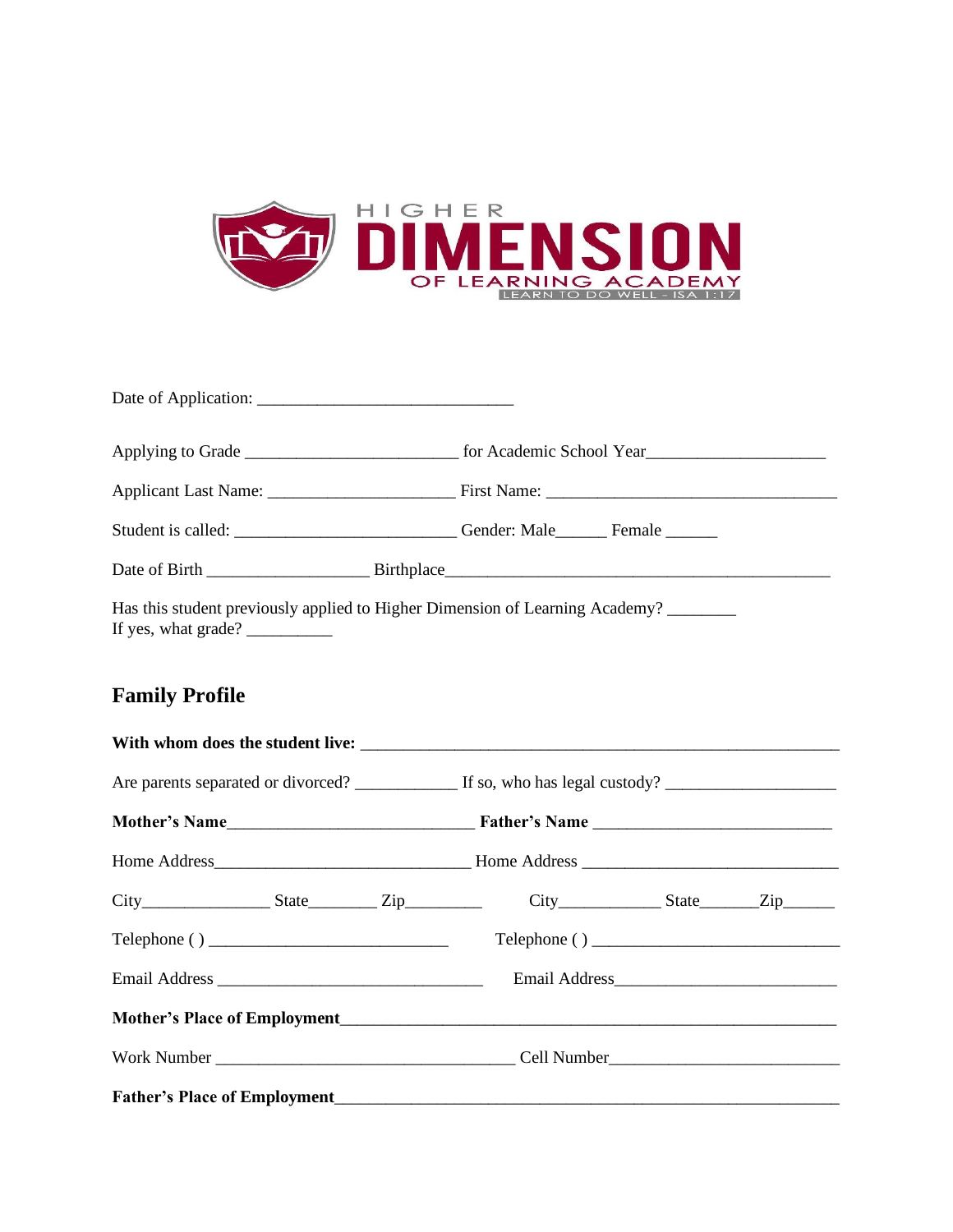HIGHER
# DIMENSION
OF LEARNING ACADEMY
LEARN TO DO WELL - ISA 1:17

Date of Application: ______________________________

Applying to Grade ________________________ for Academic School Year____________________

Applicant Last Name: _____________________ First Name: _________________________________

Student is called: _________________________ Gender: Male______ Female ______

Date of Birth __________________ Birthplace_____________________________________________

Has this student previously applied to Higher Dimension of Learning Academy? ________
If yes, what grade? __________

## Family Profile

**With whom does the student live:** _________________________________________________________

Are parents separated or divorced? ___________ If so, who has legal custody? ___________________

**Mother's Name**____________________________ **Father's Name** ___________________________

Home Address____________________________ Home Address _____________________________

City______________ State________ Zip_________ City___________ State_______Zip______

Telephone ( ) ___________________________ Telephone ( ) ____________________________

Email Address ______________________________ Email Address_________________________

**Mother's Place of Employment**____________________________________________________________

Work Number __________________________________ Cell Number__________________________

**Father's Place of Employment**____________________________________________________________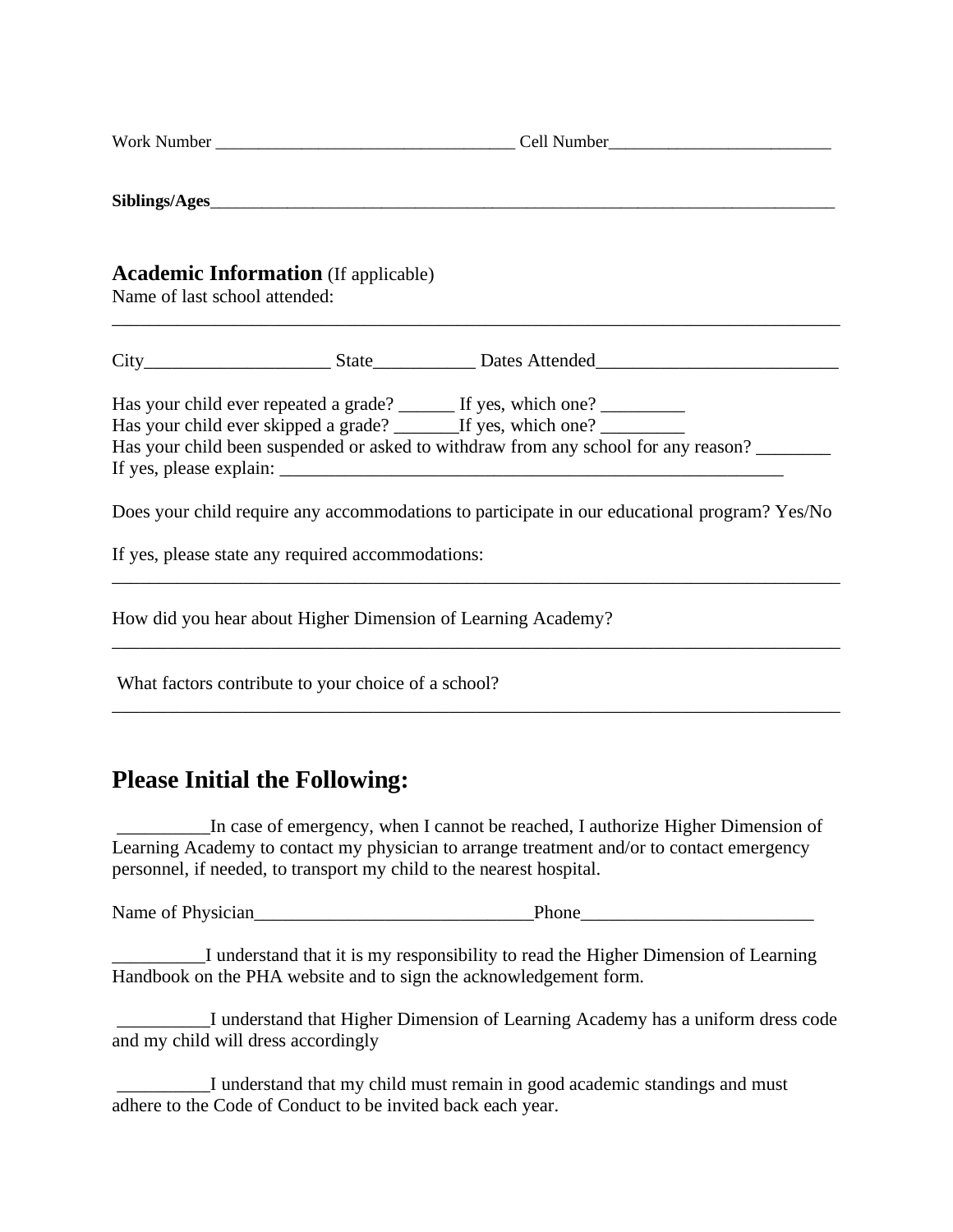Work Number ___________________________________ Cell Number__________________________

**Siblings/Ages**___________________________________________________________________________

## Academic Information (If applicable)

Name of last school attended:
_________________________________________________________________________________

City____________________ State___________ Dates Attended__________________________

Has your child ever repeated a grade? ______ If yes, which one? _________
Has your child ever skipped a grade? _______If yes, which one? _________
Has your child been suspended or asked to withdraw from any school for any reason? ________
If yes, please explain: _________________________________________________________

Does your child require any accommodations to participate in our educational program? Yes/No

If yes, please state any required accommodations:
_________________________________________________________________________________

How did you hear about Higher Dimension of Learning Academy?
_________________________________________________________________________________

What factors contribute to your choice of a school?
_________________________________________________________________________________

## Please Initial the Following:

__________In case of emergency, when I cannot be reached, I authorize Higher Dimension of Learning Academy to contact my physician to arrange treatment and/or to contact emergency personnel, if needed, to transport my child to the nearest hospital.

Name of Physician______________________________Phone_________________________

__________I understand that it is my responsibility to read the Higher Dimension of Learning Handbook on the PHA website and to sign the acknowledgement form.

__________I understand that Higher Dimension of Learning Academy has a uniform dress code and my child will dress accordingly

__________I understand that my child must remain in good academic standings and must adhere to the Code of Conduct to be invited back each year.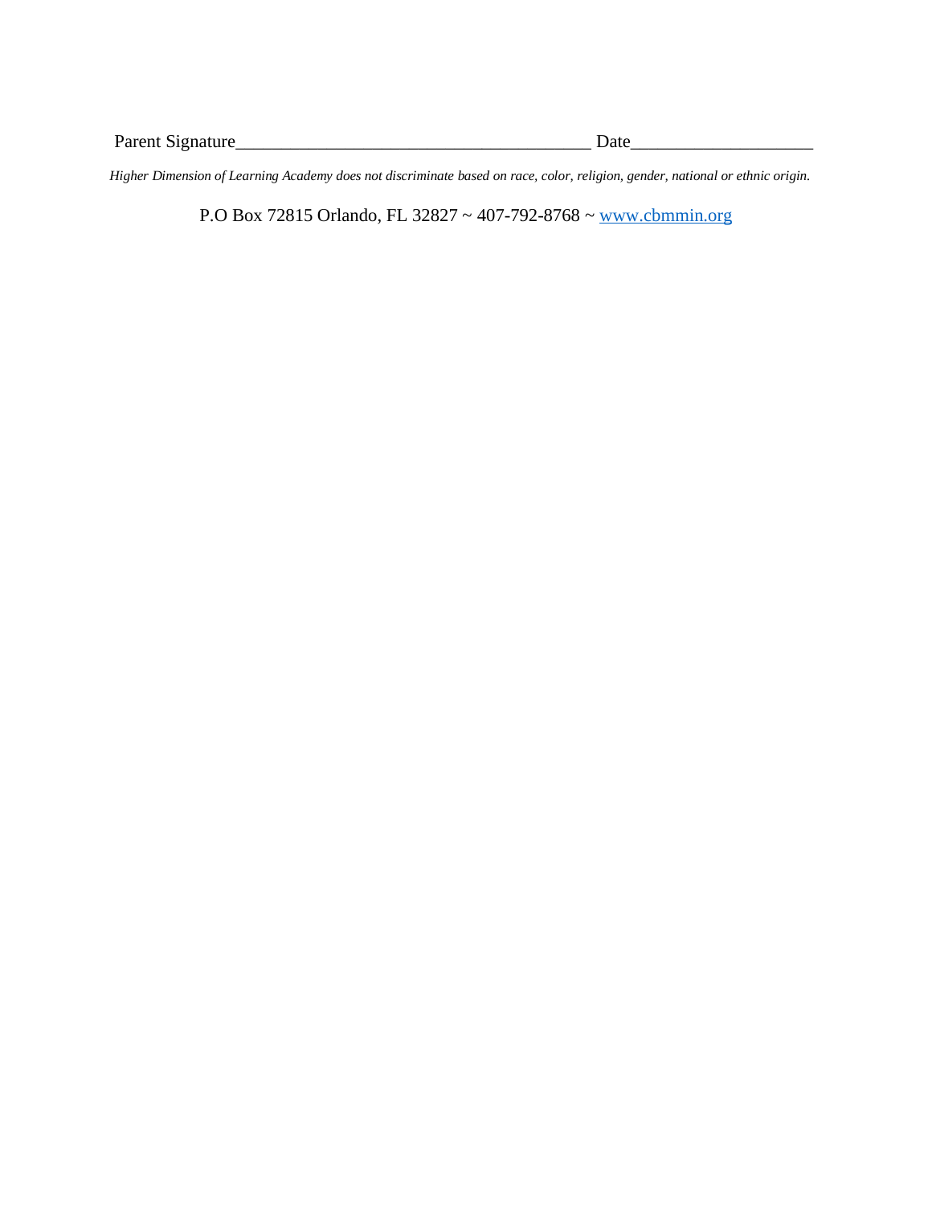Parent Signature_______________________________________ Date___________________

*Higher Dimension of Learning Academy does not discriminate based on race, color, religion, gender, national or ethnic origin.*

P.O Box 72815 Orlando, FL 32827 ~ 407-792-8768 ~ [www.cbmmin.org](http://www.cbmmin.org)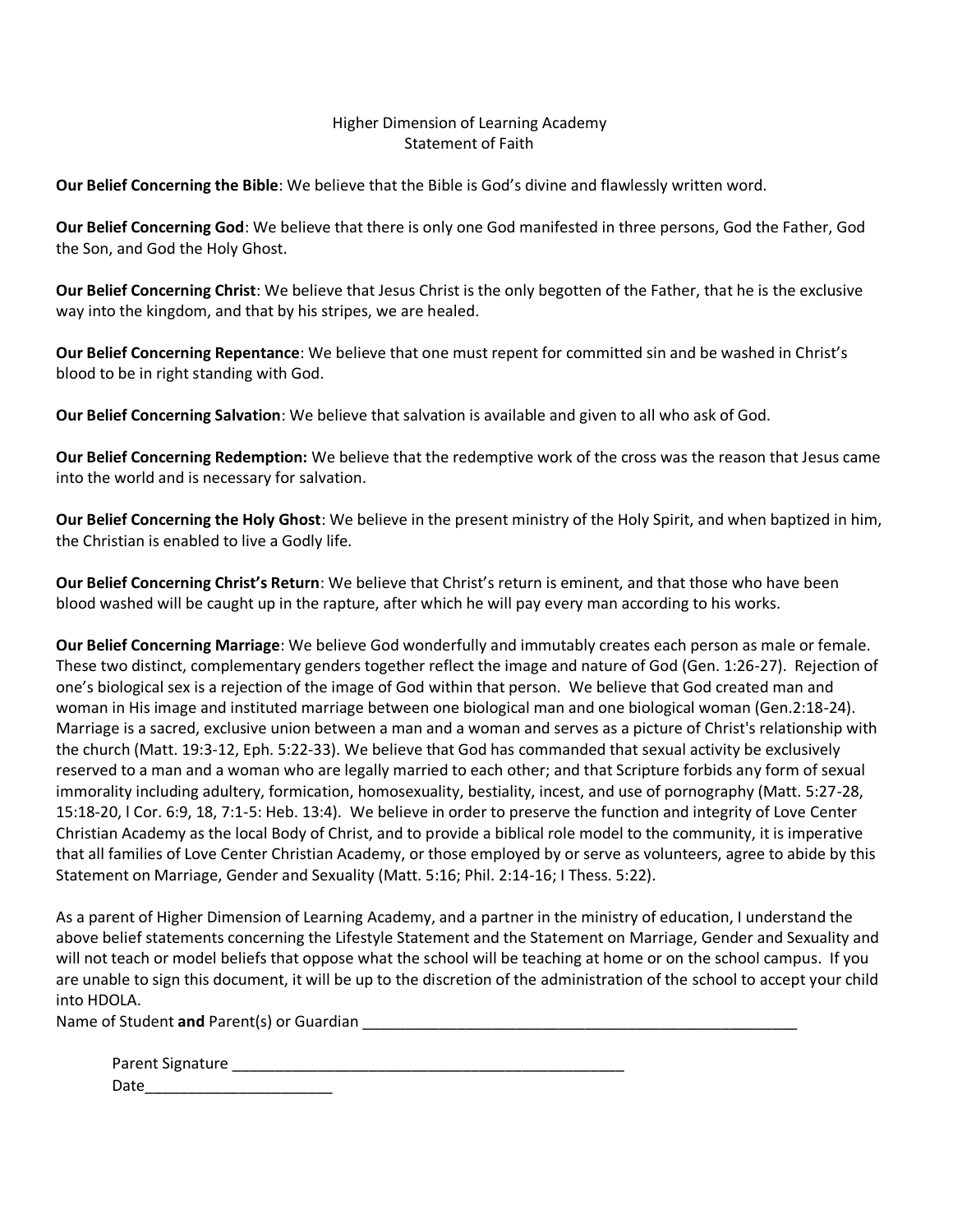# Higher Dimension of Learning Academy
## Statement of Faith

**Our Belief Concerning the Bible**: We believe that the Bible is God's divine and flawlessly written word.

**Our Belief Concerning God**: We believe that there is only one God manifested in three persons, God the Father, God the Son, and God the Holy Ghost.

**Our Belief Concerning Christ**: We believe that Jesus Christ is the only begotten of the Father, that he is the exclusive way into the kingdom, and that by his stripes, we are healed.

**Our Belief Concerning Repentance**: We believe that one must repent for committed sin and be washed in Christ's blood to be in right standing with God.

**Our Belief Concerning Salvation**: We believe that salvation is available and given to all who ask of God.

**Our Belief Concerning Redemption:** We believe that the redemptive work of the cross was the reason that Jesus came into the world and is necessary for salvation.

**Our Belief Concerning the Holy Ghost**: We believe in the present ministry of the Holy Spirit, and when baptized in him, the Christian is enabled to live a Godly life.

**Our Belief Concerning Christ's Return**: We believe that Christ's return is eminent, and that those who have been blood washed will be caught up in the rapture, after which he will pay every man according to his works.

**Our Belief Concerning Marriage**: We believe God wonderfully and immutably creates each person as male or female. These two distinct, complementary genders together reflect the image and nature of God (Gen. 1:26-27). Rejection of one's biological sex is a rejection of the image of God within that person. We believe that God created man and woman in His image and instituted marriage between one biological man and one biological woman (Gen.2:18-24). Marriage is a sacred, exclusive union between a man and a woman and serves as a picture of Christ's relationship with the church (Matt. 19:3-12, Eph. 5:22-33). We believe that God has commanded that sexual activity be exclusively reserved to a man and a woman who are legally married to each other; and that Scripture forbids any form of sexual immorality including adultery, formication, homosexuality, bestiality, incest, and use of pornography (Matt. 5:27-28, 15:18-20, l Cor. 6:9, 18, 7:1-5: Heb. 13:4). We believe in order to preserve the function and integrity of Love Center Christian Academy as the local Body of Christ, and to provide a biblical role model to the community, it is imperative that all families of Love Center Christian Academy, or those employed by or serve as volunteers, agree to abide by this Statement on Marriage, Gender and Sexuality (Matt. 5:16; Phil. 2:14-16; I Thess. 5:22).

As a parent of Higher Dimension of Learning Academy, and a partner in the ministry of education, I understand the above belief statements concerning the Lifestyle Statement and the Statement on Marriage, Gender and Sexuality and will not teach or model beliefs that oppose what the school will be teaching at home or on the school campus. If you are unable to sign this document, it will be up to the discretion of the administration of the school to accept your child into HDOLA.

Name of Student **and** Parent(s) or Guardian ____________________________________________________

Parent Signature ______________________________________________

Date______________________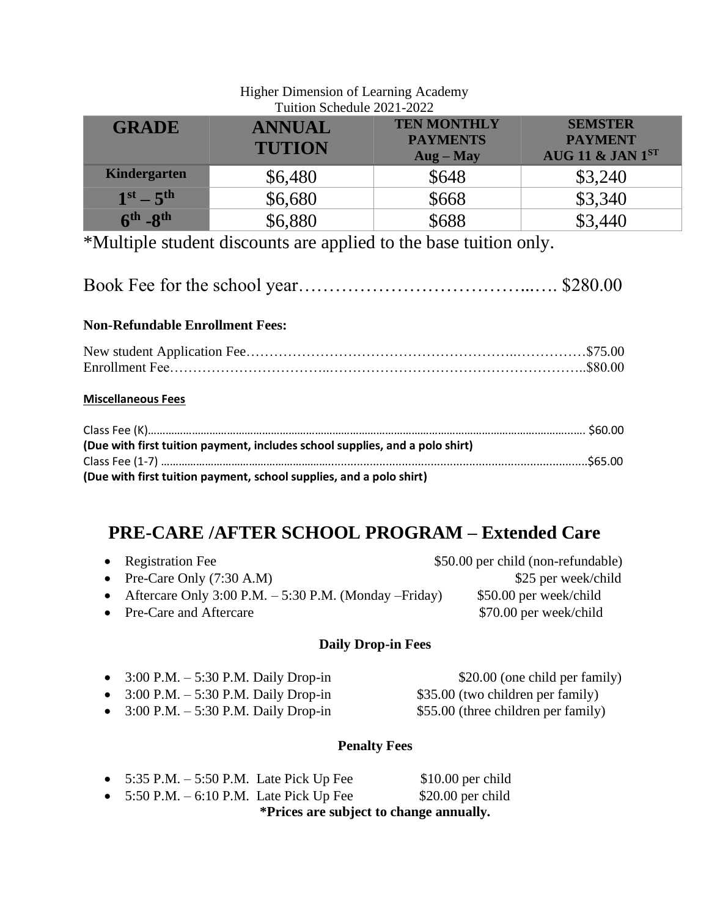Higher Dimension of Learning Academy
Tuition Schedule 2021-2022

| GRADE | ANNUAL TUTION | TEN MONTHLY PAYMENTS Aug – May | SEMSTER PAYMENT AUG 11 & JAN 1ST |
|---|---|---|---|
| Kindergarten | $6,480 | $648 | $3,240 |
| 1st – 5th | $6,680 | $668 | $3,340 |
| 6th -8th | $6,880 | $688 | $3,440 |

*Multiple student discounts are applied to the base tuition only.

Book Fee for the school year…………………………………..…. $280.00

**Non-Refundable Enrollment Fees:**

New student Application Fee………………………………………………..……………$75.00
Enrollment Fee…………………………..……………………………………………..$80.00

**Miscellaneous Fees**

Class Fee (K)……………………………………………………………………………………………………………………… $60.00
**(Due with first tuition payment, includes school supplies, and a polo shirt)**
Class Fee (1-7) ……………………………………………………………………………………………………………………$65.00
**(Due with first tuition payment, school supplies, and a polo shirt)**

## PRE-CARE /AFTER SCHOOL PROGRAM – Extended Care

- Registration Fee $50.00 per child (non-refundable)
- Pre-Care Only (7:30 A.M) $25 per week/child
- Aftercare Only 3:00 P.M. – 5:30 P.M. (Monday –Friday) $50.00 per week/child
- Pre-Care and Aftercare $70.00 per week/child

**Daily Drop-in Fees**

- 3:00 P.M. – 5:30 P.M. Daily Drop-in $20.00 (one child per family)
- 3:00 P.M. – 5:30 P.M. Daily Drop-in $35.00 (two children per family)
- 3:00 P.M. – 5:30 P.M. Daily Drop-in $55.00 (three children per family)

**Penalty Fees**

- 5:35 P.M. – 5:50 P.M. Late Pick Up Fee $10.00 per child
- 5:50 P.M. – 6:10 P.M. Late Pick Up Fee $20.00 per child

**\*Prices are subject to change annually.**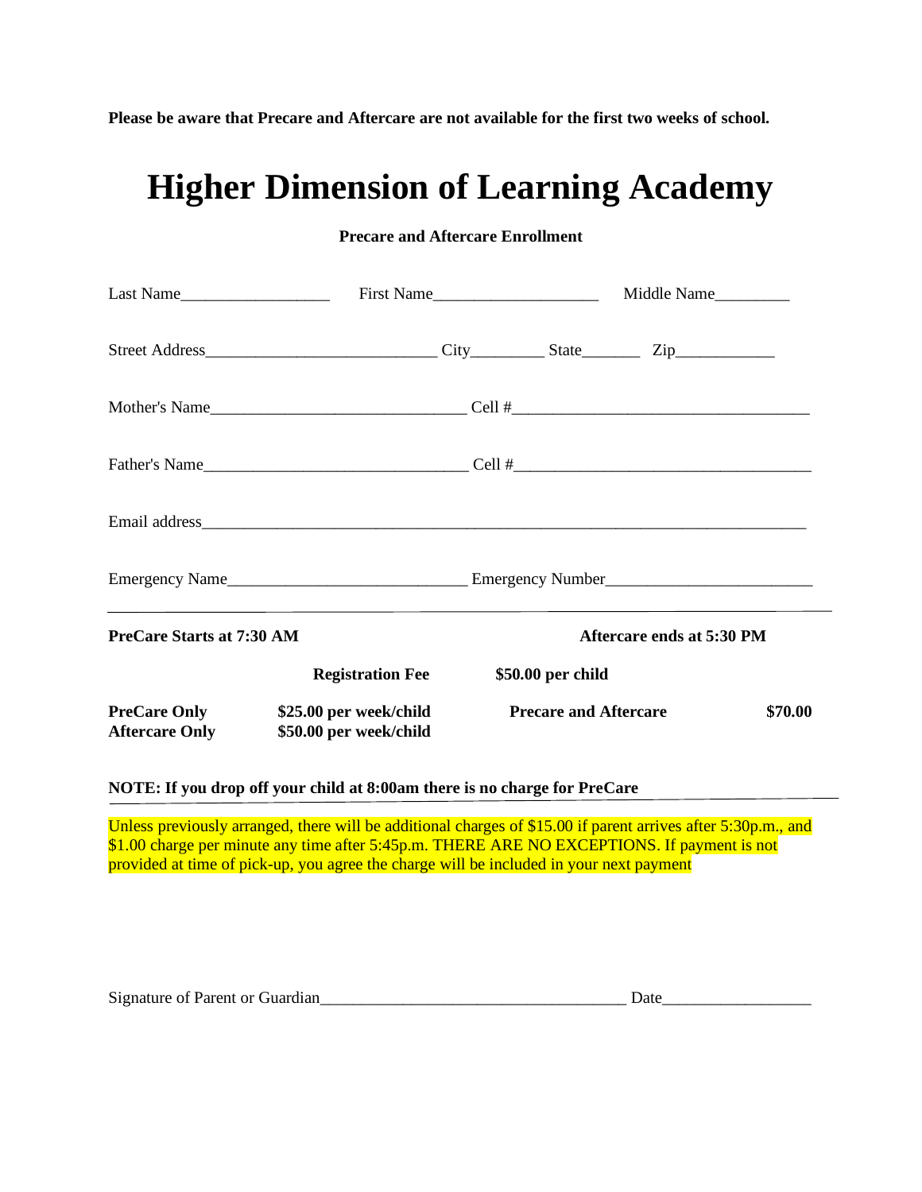**Please be aware that Precare and Aftercare are not available for the first two weeks of school.**

# Higher Dimension of Learning Academy

**Precare and Aftercare Enrollment**

Last Name__________________ First Name____________________ Middle Name_________

Street Address____________________________ City_________ State_______ Zip____________

Mother's Name_______________________________ Cell #____________________________________

Father's Name________________________________ Cell #____________________________________

Email address____________________________________________________________________________

Emergency Name_____________________________ Emergency Number________________________

**PreCare Starts at 7:30 AM** **Aftercare ends at 5:30 PM**

| | | | |
|---|---|---|---|
| | **Registration Fee** | **$50.00 per child** | |
| **PreCare Only** | **$25.00 per week/child** | **Precare and Aftercare** | **$70.00** |
| **Aftercare Only** | **$50.00 per week/child** | | |

**NOTE: If you drop off your child at 8:00am there is no charge for PreCare**

Unless previously arranged, there will be additional charges of $15.00 if parent arrives after 5:30p.m., and $1.00 charge per minute any time after 5:45p.m. THERE ARE NO EXCEPTIONS. If payment is not provided at time of pick-up, you agree the charge will be included in your next payment

Signature of Parent or Guardian_____________________________________ Date__________________